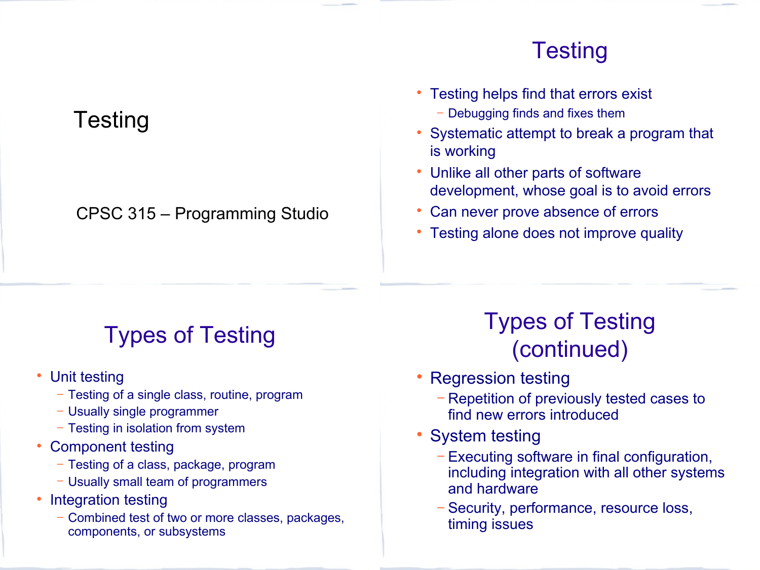# Testing

CPSC 315 – Programming Studio

## Testing

- Testing helps find that errors exist
  - Debugging finds and fixes them
- Systematic attempt to break a program that is working
- Unlike all other parts of software development, whose goal is to avoid errors
- Can never prove absence of errors
- Testing alone does not improve quality

## Types of Testing

- Unit testing
  - Testing of a single class, routine, program
  - Usually single programmer
  - Testing in isolation from system
- Component testing
  - Testing of a class, package, program
  - Usually small team of programmers
- Integration testing
  - Combined test of two or more classes, packages, components, or subsystems

## Types of Testing (continued)

- Regression testing
  - Repetition of previously tested cases to find new errors introduced
- System testing
  - Executing software in final configuration, including integration with all other systems and hardware
  - Security, performance, resource loss, timing issues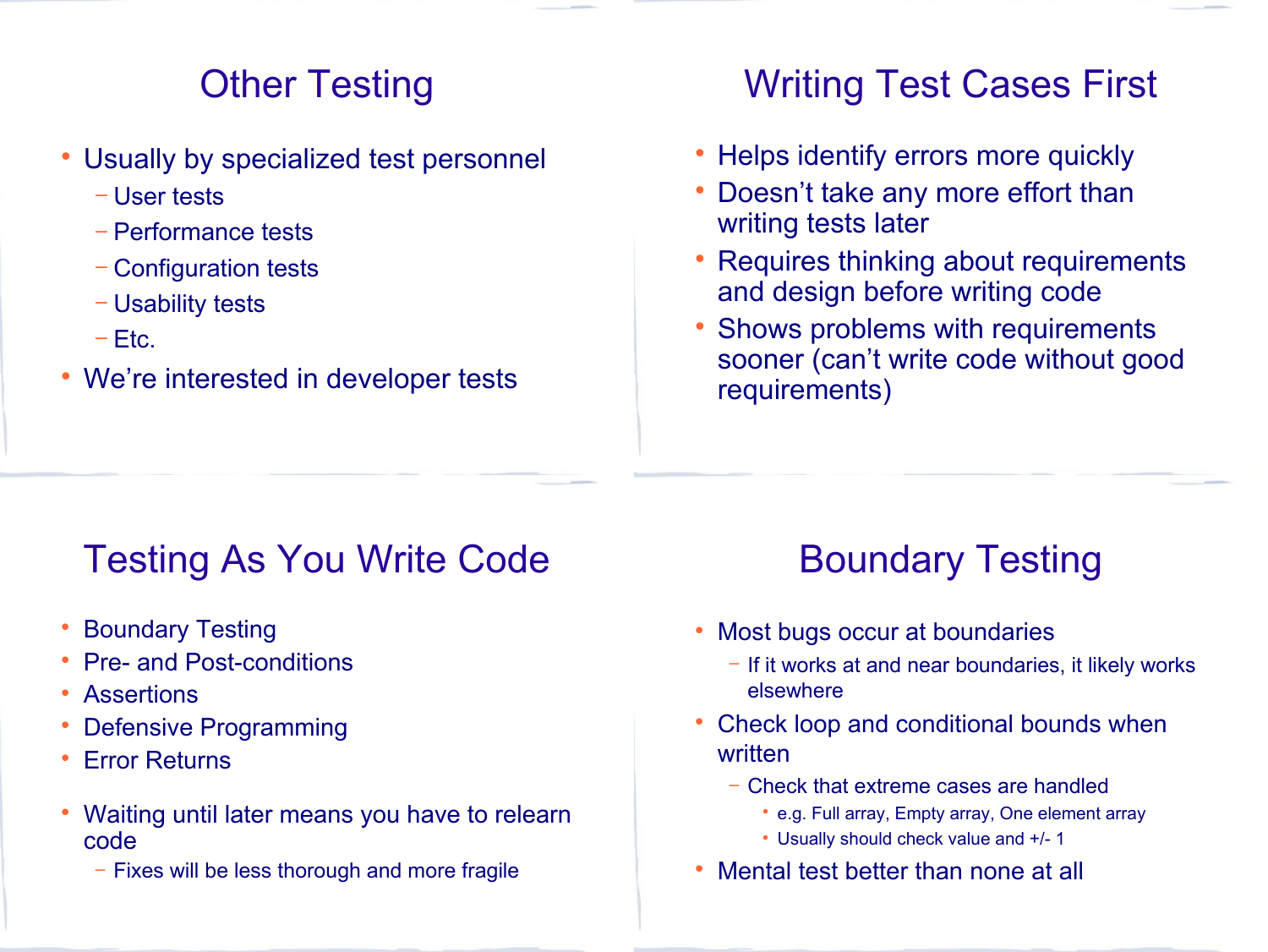## Other Testing

- Usually by specialized test personnel
  - User tests
  - Performance tests
  - Configuration tests
  - Usability tests
  - Etc.
- We're interested in developer tests

## Writing Test Cases First

- Helps identify errors more quickly
- Doesn't take any more effort than writing tests later
- Requires thinking about requirements and design before writing code
- Shows problems with requirements sooner (can't write code without good requirements)

## Testing As You Write Code

- Boundary Testing
- Pre- and Post-conditions
- Assertions
- Defensive Programming
- Error Returns

- Waiting until later means you have to relearn code
  - Fixes will be less thorough and more fragile

## Boundary Testing

- Most bugs occur at boundaries
  - If it works at and near boundaries, it likely works elsewhere
- Check loop and conditional bounds when written
  - Check that extreme cases are handled
    - e.g. Full array, Empty array, One element array
    - Usually should check value and +/- 1
- Mental test better than none at all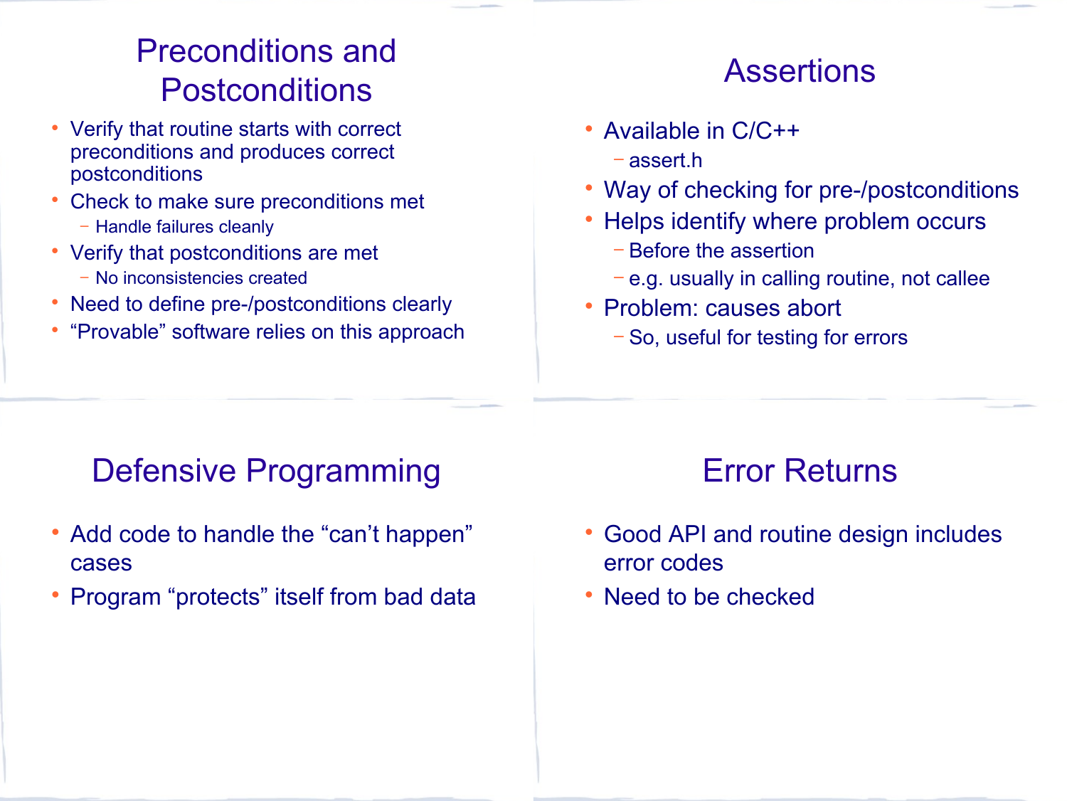## Preconditions and Postconditions

- Verify that routine starts with correct preconditions and produces correct postconditions
- Check to make sure preconditions met
  - Handle failures cleanly
- Verify that postconditions are met
  - No inconsistencies created
- Need to define pre-/postconditions clearly
- "Provable" software relies on this approach

## Assertions

- Available in C/C++
  - assert.h
- Way of checking for pre-/postconditions
- Helps identify where problem occurs
  - Before the assertion
  - e.g. usually in calling routine, not callee
- Problem: causes abort
  - So, useful for testing for errors

## Defensive Programming

- Add code to handle the "can't happen" cases
- Program "protects" itself from bad data

## Error Returns

- Good API and routine design includes error codes
- Need to be checked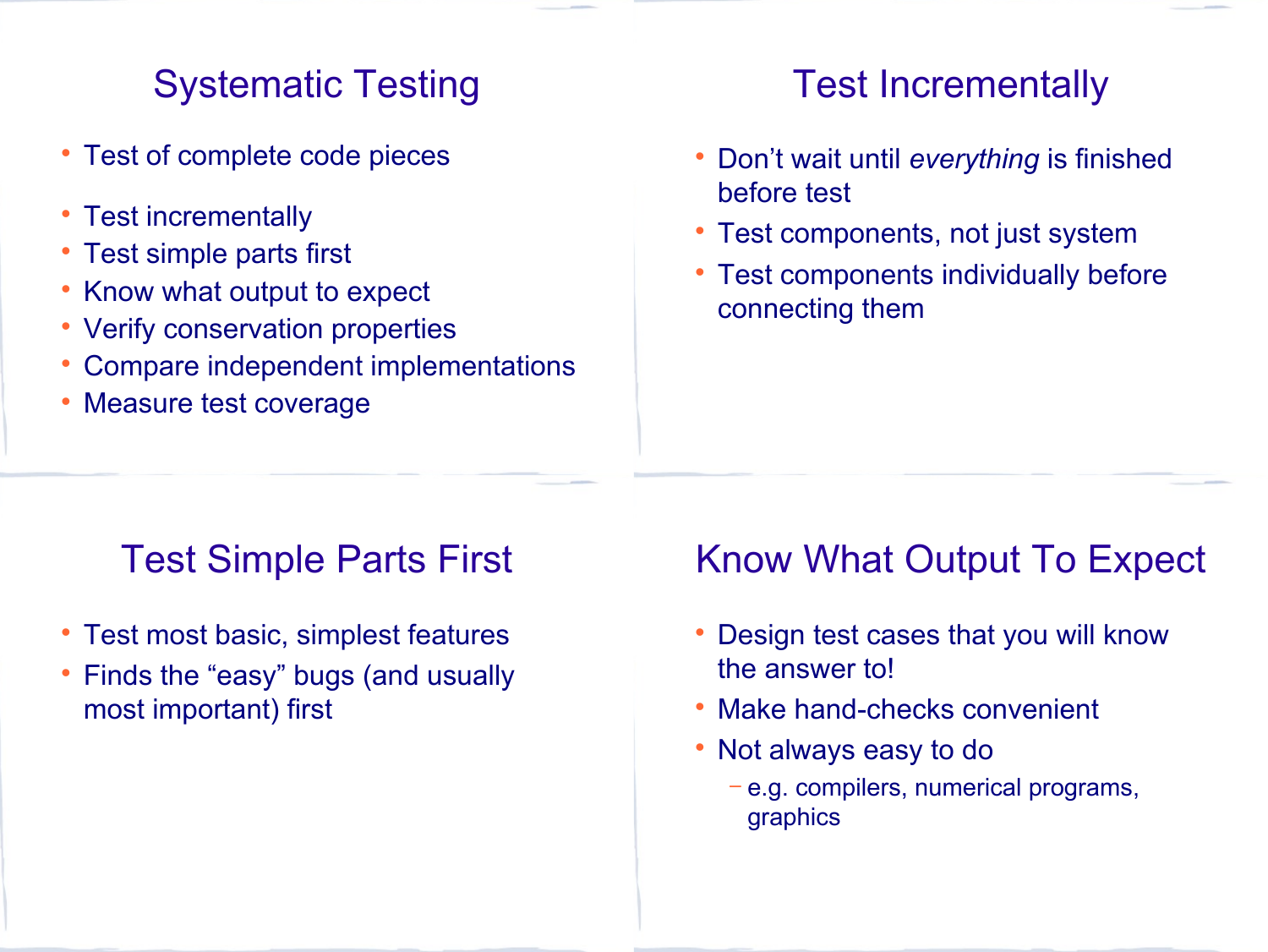## Systematic Testing

- Test of complete code pieces
- Test incrementally
- Test simple parts first
- Know what output to expect
- Verify conservation properties
- Compare independent implementations
- Measure test coverage

## Test Incrementally

- Don't wait until *everything* is finished before test
- Test components, not just system
- Test components individually before connecting them

## Test Simple Parts First

- Test most basic, simplest features
- Finds the "easy" bugs (and usually most important) first

## Know What Output To Expect

- Design test cases that you will know the answer to!
- Make hand-checks convenient
- Not always easy to do
  - e.g. compilers, numerical programs, graphics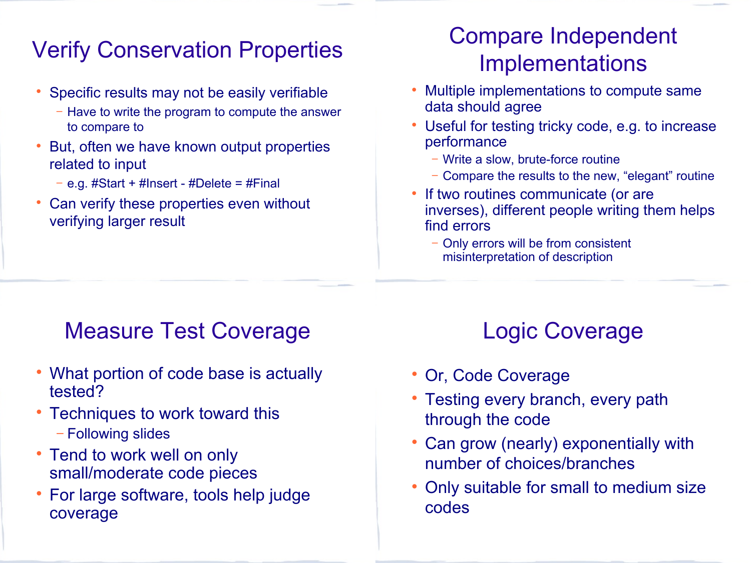## Verify Conservation Properties

- Specific results may not be easily verifiable
  - Have to write the program to compute the answer to compare to
- But, often we have known output properties related to input
  - e.g. #Start + #Insert - #Delete = #Final
- Can verify these properties even without verifying larger result

## Compare Independent Implementations

- Multiple implementations to compute same data should agree
- Useful for testing tricky code, e.g. to increase performance
  - Write a slow, brute-force routine
  - Compare the results to the new, “elegant” routine
- If two routines communicate (or are inverses), different people writing them helps find errors
  - Only errors will be from consistent misinterpretation of description

## Measure Test Coverage

- What portion of code base is actually tested?
- Techniques to work toward this
  - Following slides
- Tend to work well on only small/moderate code pieces
- For large software, tools help judge coverage

## Logic Coverage

- Or, Code Coverage
- Testing every branch, every path through the code
- Can grow (nearly) exponentially with number of choices/branches
- Only suitable for small to medium size codes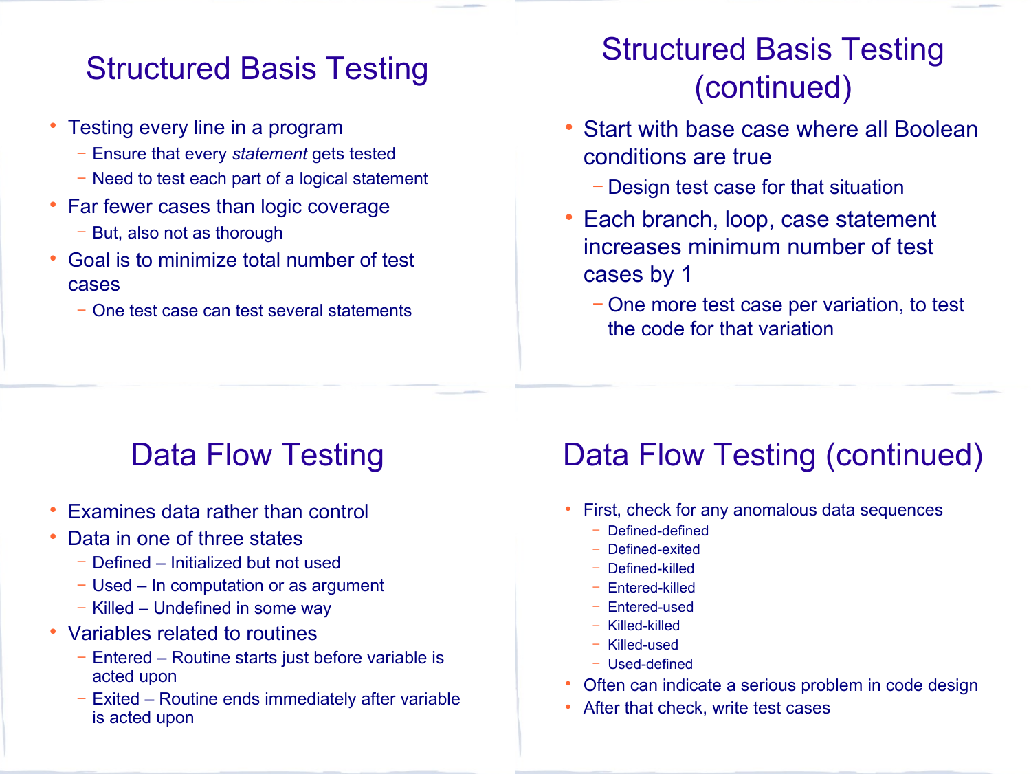## Structured Basis Testing

- Testing every line in a program
  - Ensure that every *statement* gets tested
  - Need to test each part of a logical statement
- Far fewer cases than logic coverage
  - But, also not as thorough
- Goal is to minimize total number of test cases
  - One test case can test several statements

## Structured Basis Testing (continued)

- Start with base case where all Boolean conditions are true
  - Design test case for that situation
- Each branch, loop, case statement increases minimum number of test cases by 1
  - One more test case per variation, to test the code for that variation

## Data Flow Testing

- Examines data rather than control
- Data in one of three states
  - Defined – Initialized but not used
  - Used – In computation or as argument
  - Killed – Undefined in some way
- Variables related to routines
  - Entered – Routine starts just before variable is acted upon
  - Exited – Routine ends immediately after variable is acted upon

## Data Flow Testing (continued)

- First, check for any anomalous data sequences
  - Defined-defined
  - Defined-exited
  - Defined-killed
  - Entered-killed
  - Entered-used
  - Killed-killed
  - Killed-used
  - Used-defined
- Often can indicate a serious problem in code design
- After that check, write test cases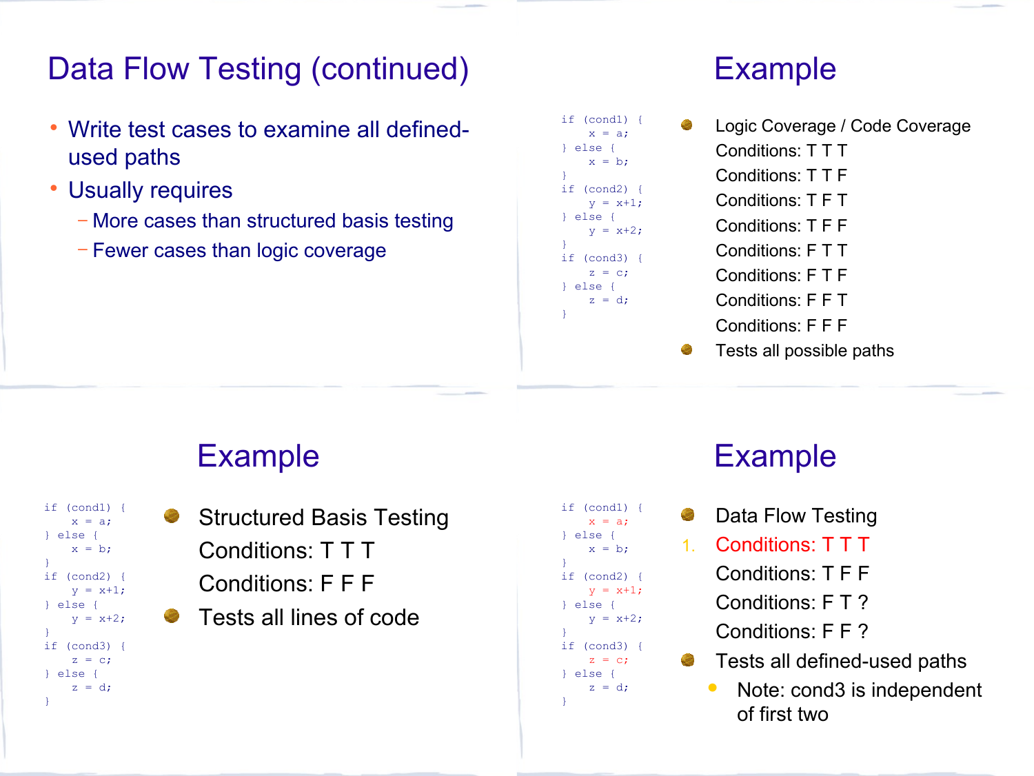# Data Flow Testing (continued)

- Write test cases to examine all defined-used paths
- Usually requires
  - More cases than structured basis testing
  - Fewer cases than logic coverage

# Example

```
if (cond1) {
    x = a;
} else {
    x = b;
}
if (cond2) {
    y = x+1;
} else {
    y = x+2;
}
if (cond3) {
    z = c;
} else {
    z = d;
}
```

- Logic Coverage / Code Coverage
  - Conditions: T T T
  - Conditions: T T F
  - Conditions: T F T
  - Conditions: T F F
  - Conditions: F T T
  - Conditions: F T F
  - Conditions: F F T
  - Conditions: F F F
- Tests all possible paths

# Example

```
if (cond1) {
    x = a;
} else {
    x = b;
}
if (cond2) {
    y = x+1;
} else {
    y = x+2;
}
if (cond3) {
    z = c;
} else {
    z = d;
}
```

- Structured Basis Testing
  - Conditions: T T T
  - Conditions: F F F
- Tests all lines of code

# Example

```
if (cond1) {
    x = a;
} else {
    x = b;
}
if (cond2) {
    y = x+1;
} else {
    y = x+2;
}
if (cond3) {
    z = c;
} else {
    z = d;
}
```

- Data Flow Testing
  1. Conditions: T T T
  
  Conditions: T F F
  
  Conditions: F T ?
  
  Conditions: F F ?
- Tests all defined-used paths
  - Note: cond3 is independent of first two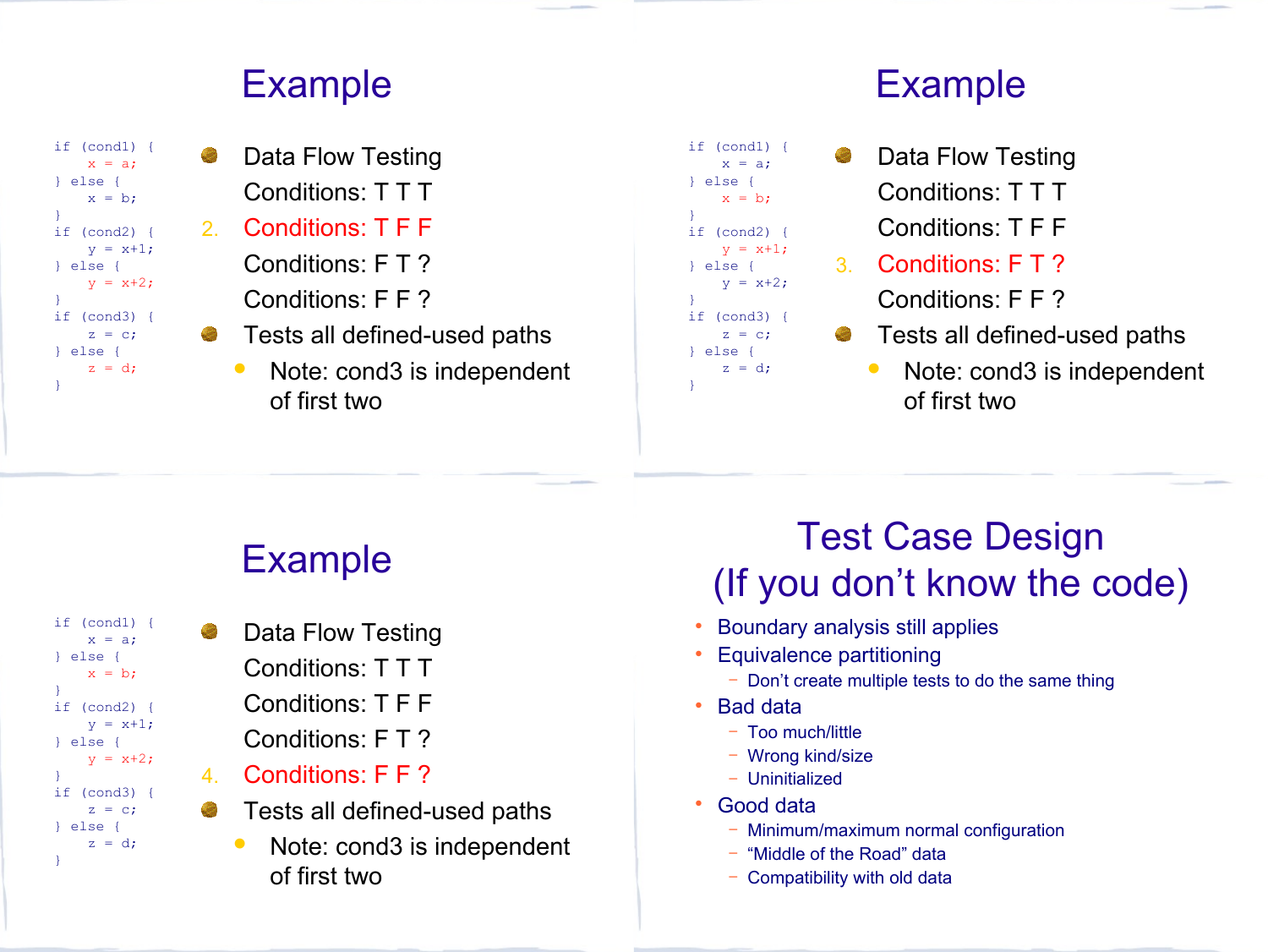## Example

```
if (cond1) {
    x = a;
} else {
    x = b;
}
if (cond2) {
    y = x+1;
} else {
    y = x+2;
}
if (cond3) {
    z = c;
} else {
    z = d;
}
```

- Data Flow Testing
  Conditions: T T T
  2. Conditions: T F F
  Conditions: F T ?
  Conditions: F F ?
- Tests all defined-used paths
  - Note: cond3 is independent of first two

## Example

```
if (cond1) {
    x = a;
} else {
    x = b;
}
if (cond2) {
    y = x+1;
} else {
    y = x+2;
}
if (cond3) {
    z = c;
} else {
    z = d;
}
```

- Data Flow Testing
  Conditions: T T T
  Conditions: T F F
  3. Conditions: F T ?
  Conditions: F F ?
- Tests all defined-used paths
  - Note: cond3 is independent of first two

## Example

```
if (cond1) {
    x = a;
} else {
    x = b;
}
if (cond2) {
    y = x+1;
} else {
    y = x+2;
}
if (cond3) {
    z = c;
} else {
    z = d;
}
```

- Data Flow Testing
  Conditions: T T T
  Conditions: T F F
  Conditions: F T ?
  4. Conditions: F F ?
- Tests all defined-used paths
  - Note: cond3 is independent of first two

## Test Case Design (If you don't know the code)

- Boundary analysis still applies
- Equivalence partitioning
  - Don't create multiple tests to do the same thing
- Bad data
  - Too much/little
  - Wrong kind/size
  - Uninitialized
- Good data
  - Minimum/maximum normal configuration
  - "Middle of the Road" data
  - Compatibility with old data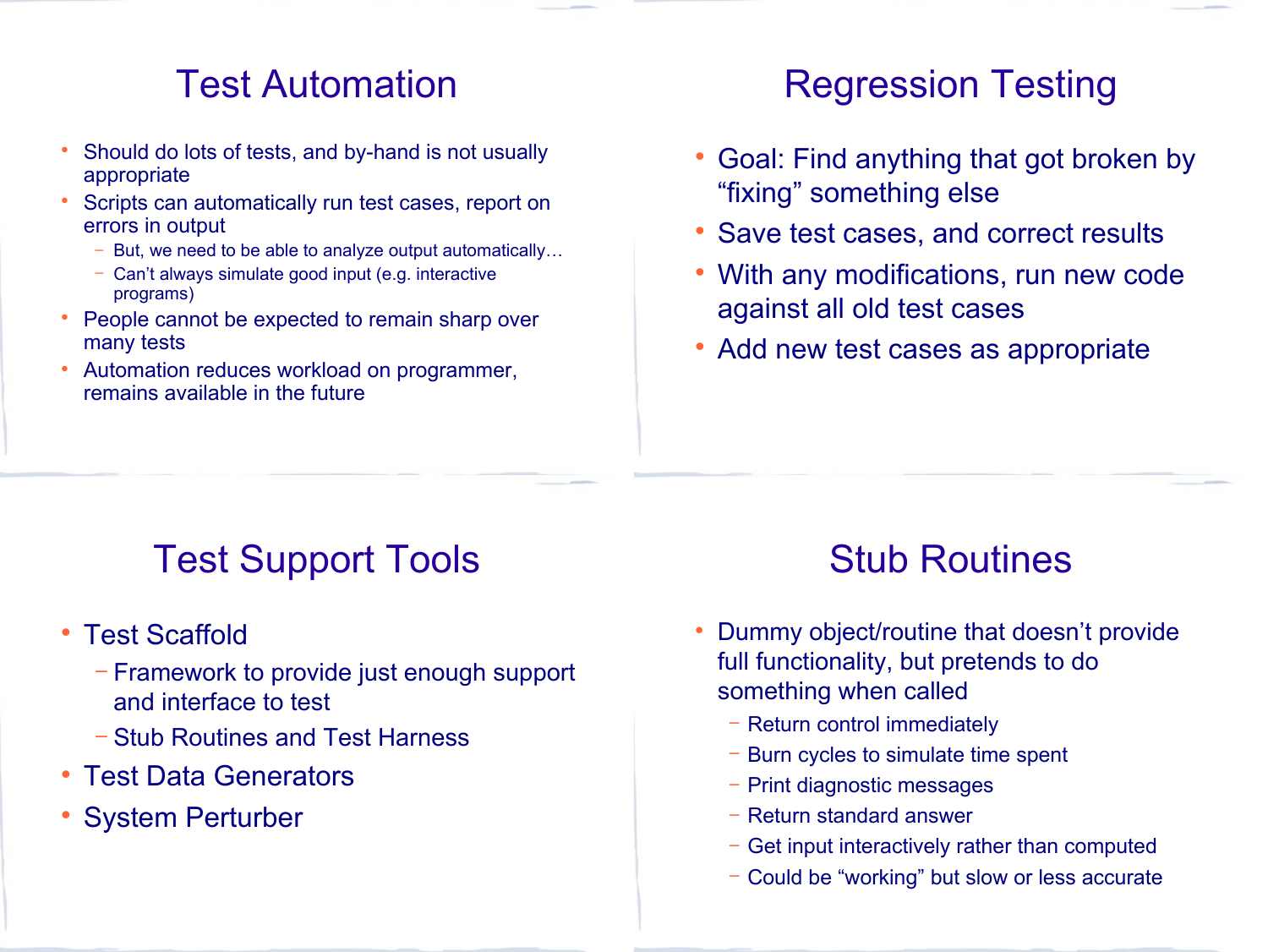## Test Automation

- Should do lots of tests, and by-hand is not usually appropriate
- Scripts can automatically run test cases, report on errors in output
  - But, we need to be able to analyze output automatically…
  - Can't always simulate good input (e.g. interactive programs)
- People cannot be expected to remain sharp over many tests
- Automation reduces workload on programmer, remains available in the future

## Regression Testing

- Goal: Find anything that got broken by "fixing" something else
- Save test cases, and correct results
- With any modifications, run new code against all old test cases
- Add new test cases as appropriate

## Test Support Tools

- Test Scaffold
  - Framework to provide just enough support and interface to test
  - Stub Routines and Test Harness
- Test Data Generators
- System Perturber

## Stub Routines

- Dummy object/routine that doesn't provide full functionality, but pretends to do something when called
  - Return control immediately
  - Burn cycles to simulate time spent
  - Print diagnostic messages
  - Return standard answer
  - Get input interactively rather than computed
  - Could be "working" but slow or less accurate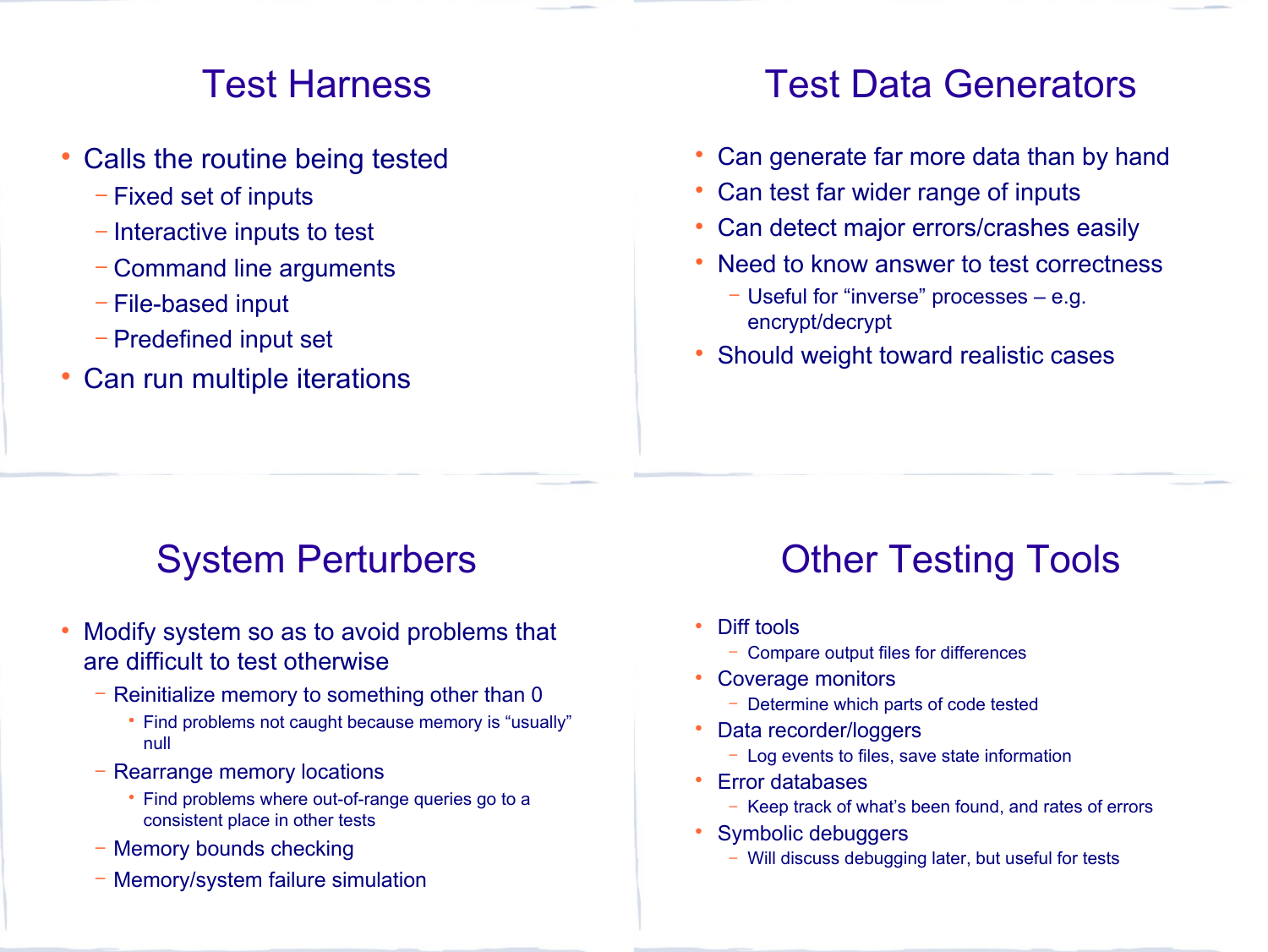## Test Harness

- Calls the routine being tested
  - Fixed set of inputs
  - Interactive inputs to test
  - Command line arguments
  - File-based input
  - Predefined input set
- Can run multiple iterations

## Test Data Generators

- Can generate far more data than by hand
- Can test far wider range of inputs
- Can detect major errors/crashes easily
- Need to know answer to test correctness
  - Useful for "inverse" processes – e.g. encrypt/decrypt
- Should weight toward realistic cases

## System Perturbers

- Modify system so as to avoid problems that are difficult to test otherwise
  - Reinitialize memory to something other than 0
    - Find problems not caught because memory is "usually" null
  - Rearrange memory locations
    - Find problems where out-of-range queries go to a consistent place in other tests
  - Memory bounds checking
  - Memory/system failure simulation

## Other Testing Tools

- Diff tools
  - Compare output files for differences
- Coverage monitors
  - Determine which parts of code tested
- Data recorder/loggers
  - Log events to files, save state information
- Error databases
  - Keep track of what's been found, and rates of errors
- Symbolic debuggers
  - Will discuss debugging later, but useful for tests